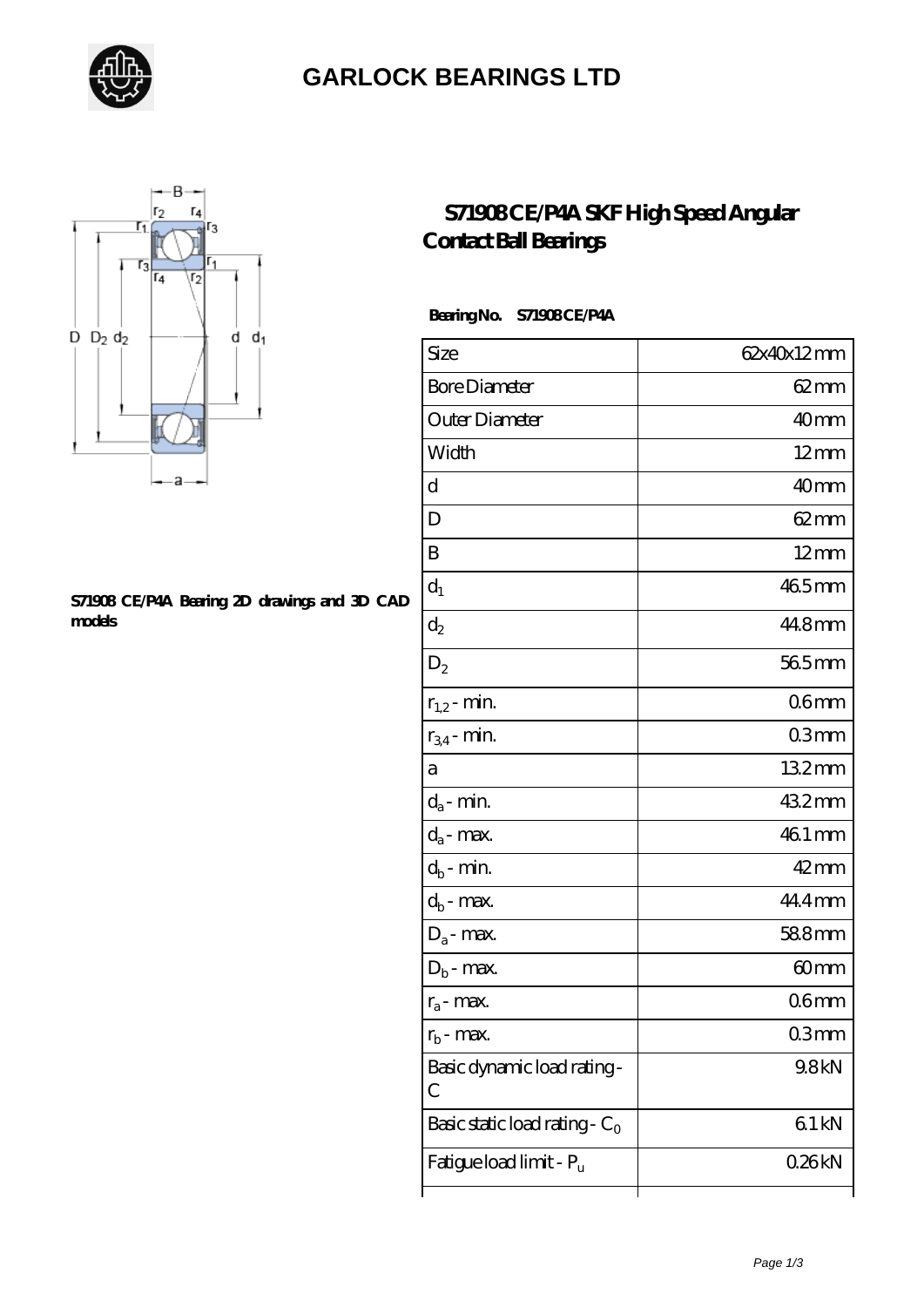# GARLOCK BEARINGS LTD

## S71908 CE/P4A SKF High Speed Angular Contact Ball Bearings

S71908 CE/P4A Bearing 2D drawings and 3D CAD models

**Bearing No. S71908 CE/P4A**

| | |
|---|---|
| Size | 62x40x12 mm |
| Bore Diameter | 62 mm |
| Outer Diameter | 40 mm |
| Width | 12 mm |
| d | 40 mm |
| D | 62 mm |
| B | 12 mm |
| $d_1$ | 46.5 mm |
| $d_2$ | 44.8 mm |
| $D_2$ | 56.5 mm |
| $r_{1,2}$ - min. | 0.6 mm |
| $r_{3,4}$ - min. | 0.3 mm |
| a | 13.2 mm |
| $d_a$ - min. | 43.2 mm |
| $d_a$ - max. | 46.1 mm |
| $d_b$ - min. | 42 mm |
| $d_b$ - max. | 44.4 mm |
| $D_a$ - max. | 58.8 mm |
| $D_b$ - max. | 60 mm |
| $r_a$ - max. | 0.6 mm |
| $r_b$ - max. | 0.3 mm |
| Basic dynamic load rating - C | 9.8 kN |
| Basic static load rating - $C_0$ | 6.1 kN |
| Fatigue load limit - $P_u$ | 0.26 kN |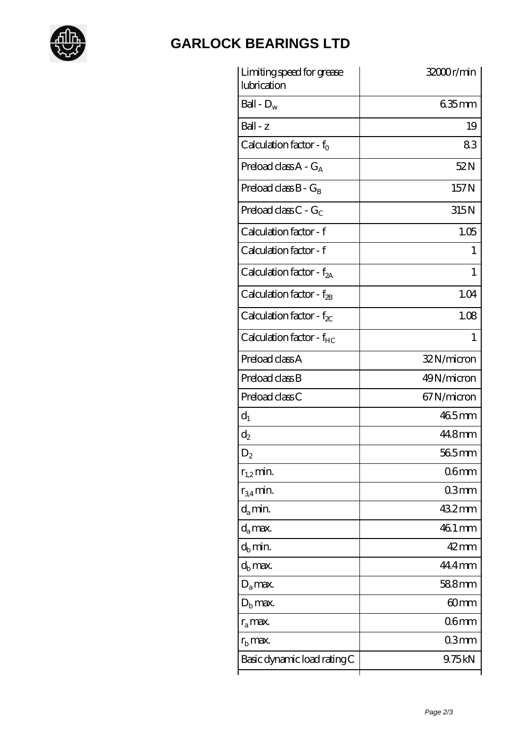# GARLOCK BEARINGS LTD

| | |
|---|---|
| Limiting speed for grease lubrication | 32000 r/min |
| Ball - $D_w$ | 6.35 mm |
| Ball - z | 19 |
| Calculation factor - $f_0$ | 8.3 |
| Preload class A - $G_A$ | 52 N |
| Preload class B - $G_B$ | 157 N |
| Preload class C - $G_C$ | 315 N |
| Calculation factor - f | 1.05 |
| Calculation factor - f | 1 |
| Calculation factor - $f_{2A}$ | 1 |
| Calculation factor - $f_{2B}$ | 1.04 |
| Calculation factor - $f_{2C}$ | 1.08 |
| Calculation factor - $f_{HC}$ | 1 |
| Preload class A | 32 N/micron |
| Preload class B | 49 N/micron |
| Preload class C | 67 N/micron |
| $d_1$ | 46.5 mm |
| $d_2$ | 44.8 mm |
| $D_2$ | 56.5 mm |
| $r_{1,2}$ min. | 0.6 mm |
| $r_{3,4}$ min. | 0.3 mm |
| $d_a$ min. | 43.2 mm |
| $d_a$ max. | 46.1 mm |
| $d_b$ min. | 42 mm |
| $d_b$ max. | 44.4 mm |
| $D_a$ max. | 58.8 mm |
| $D_b$ max. | 60 mm |
| $r_a$ max. | 0.6 mm |
| $r_b$ max. | 0.3 mm |
| Basic dynamic load rating C | 9.75 kN |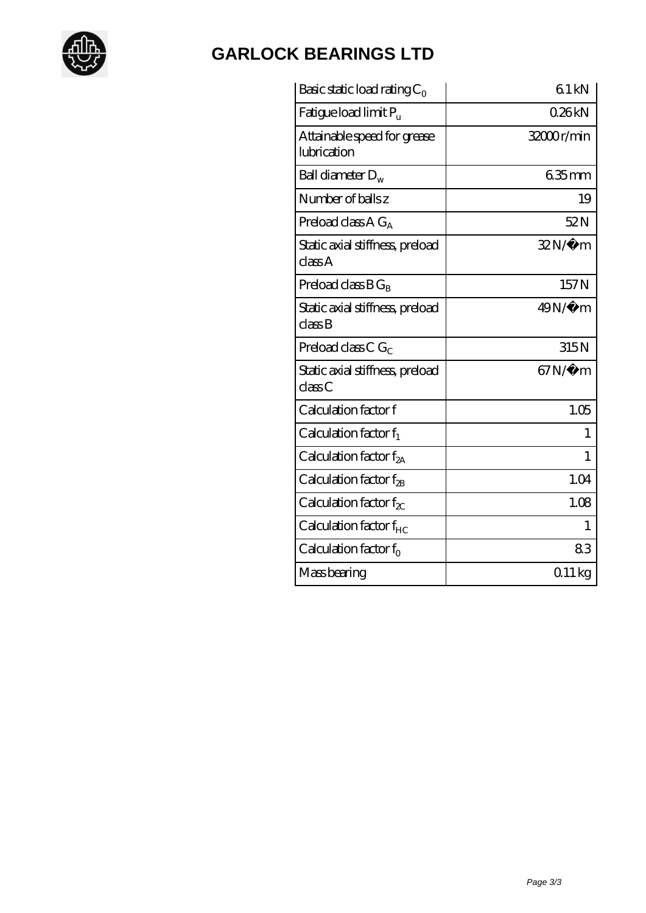# GARLOCK BEARINGS LTD

| | |
|---|---|
| Basic static load rating $C_0$ | 6.1 kN |
| Fatigue load limit $P_u$ | 0.26 kN |
| Attainable speed for grease lubrication | 32000 r/min |
| Ball diameter $D_w$ | 6.35 mm |
| Number of balls z | 19 |
| Preload class A $G_A$ | 52 N |
| Static axial stiffness, preload class A | 32 N/�m |
| Preload class B $G_B$ | 157 N |
| Static axial stiffness, preload class B | 49 N/�m |
| Preload class C $G_C$ | 315 N |
| Static axial stiffness, preload class C | 67 N/�m |
| Calculation factor f | 1.05 |
| Calculation factor $f_1$ | 1 |
| Calculation factor $f_{2A}$ | 1 |
| Calculation factor $f_{2B}$ | 1.04 |
| Calculation factor $f_{2C}$ | 1.08 |
| Calculation factor $f_{HC}$ | 1 |
| Calculation factor $f_0$ | 8.3 |
| Mass bearing | 0.11 kg |